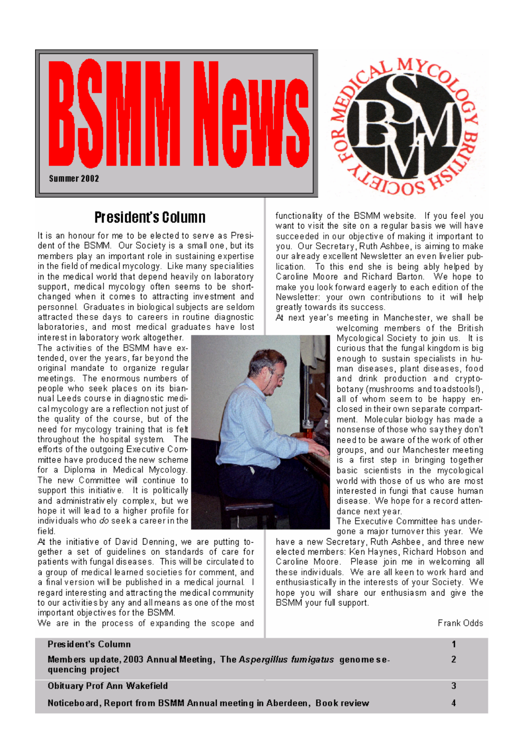# BSMM News

Summer 2002

## President's Column

It is an honour for me to be elected to serve as President of the BSMM. Our Society is a small one, but its members play an important role in sustaining expertise in the field of medical mycology. Like many specialities in the medical world that depend heavily on laboratory support, medical mycology often seems to be short-changed when it comes to attracting investment and personnel. Graduates in biological subjects are seldom attracted these days to careers in routine diagnostic laboratories, and most medical graduates have lost interest in laboratory work altogether.

The activities of the BSMM have extended, over the years, far beyond the original mandate to organize regular meetings. The enormous numbers of people who seek places on its biannual Leeds course in diagnostic medical mycology are a reflection not just of the quality of the course, but of the need for mycology training that is felt throughout the hospital system. The efforts of the outgoing Executive Committee have produced the new scheme for a Diploma in Medical Mycology. The new Committee will continue to support this initiative. It is politically and administratively complex, but we hope it will lead to a higher profile for individuals who *do* seek a career in the field.

At the initiative of David Denning, we are putting together a set of guidelines on standards of care for patients with fungal diseases. This will be circulated to a group of medical learned societies for comment, and a final version will be published in a medical journal. I regard interesting and attracting the medical community to our activities by any and all means as one of the most important objectives for the BSMM.

We are in the process of expanding the scope and functionality of the BSMM website. If you feel you want to visit the site on a regular basis we will have succeeded in our objective of making it important to you. Our Secretary, Ruth Ashbee, is aiming to make our already excellent Newsletter an even livelier publication. To this end she is being ably helped by Caroline Moore and Richard Barton. We hope to make you look forward eagerly to each edition of the Newsletter: your own contributions to it will help greatly towards its success.

At next year's meeting in Manchester, we shall be welcoming members of the British Mycological Society to join us. It is curious that the fungal kingdom is big enough to sustain specialists in human diseases, plant diseases, food and drink production and cryptobotany (mushrooms and toadstools!), all of whom seem to be happy enclosed in their own separate compartment. Molecular biology has made a nonsense of those who say they don't need to be aware of the work of other groups, and our Manchester meeting is a first step in bringing together basic scientists in the mycological world with those of us who are most interested in fungi that cause human disease. We hope for a record attendance next year.

The Executive Committee has undergone a major turnover this year. We have a new Secretary, Ruth Ashbee, and three new elected members: Ken Haynes, Richard Hobson and Caroline Moore. Please join me in welcoming all these individuals. We are all keen to work hard and enthusiastically in the interests of your Society. We hope you will share our enthusiasm and give the BSMM your full support.

Frank Odds

| | |
|---|---|
| **President's Column** | **1** |
| **Members update, 2003 Annual Meeting, The *Aspergillus fumigatus* genome sequencing project** | **2** |
| **Obituary Prof Ann Wakefield** | **3** |
| **Noticeboard, Report from BSMM Annual meeting in Aberdeen, Book review** | **4** |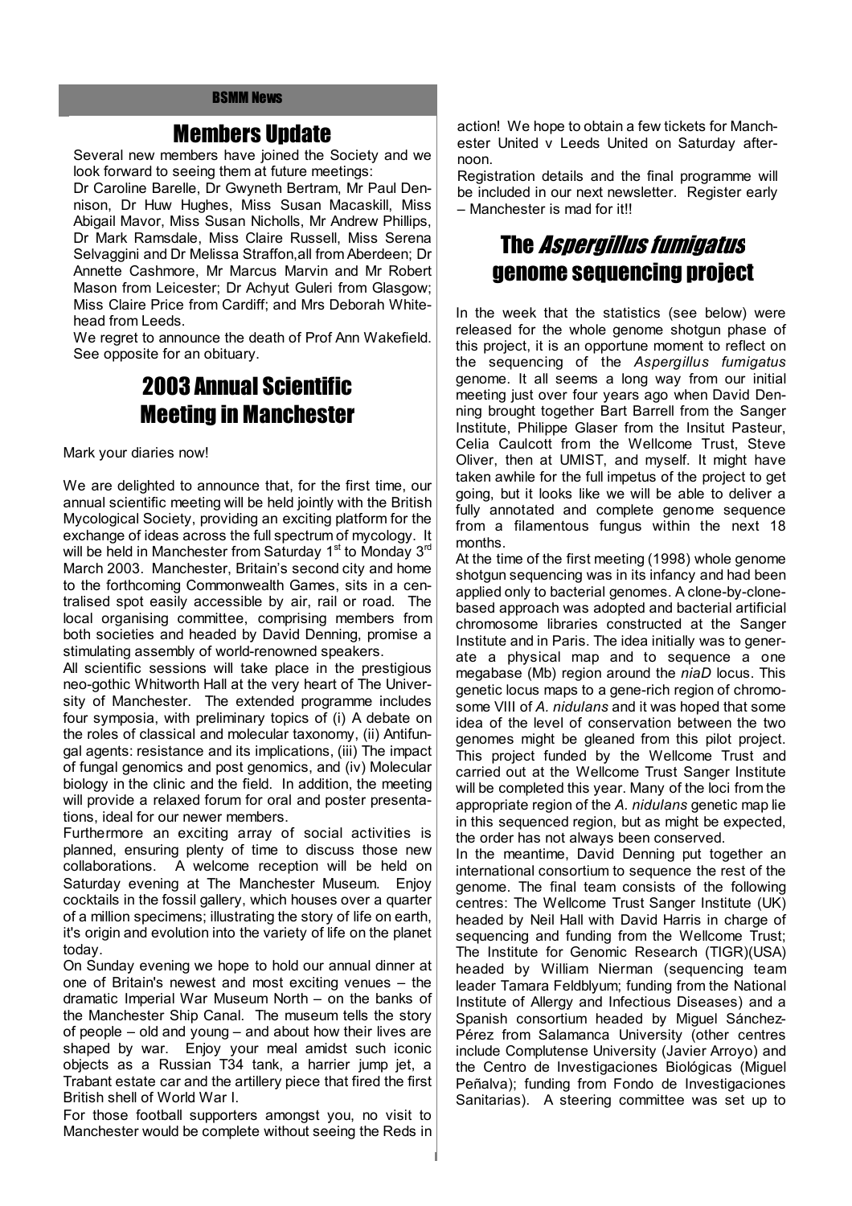BSMM News

## Members Update

Several new members have joined the Society and we look forward to seeing them at future meetings:

Dr Caroline Barelle, Dr Gwyneth Bertram, Mr Paul Dennison, Dr Huw Hughes, Miss Susan Macaskill, Miss Abigail Mavor, Miss Susan Nicholls, Mr Andrew Phillips, Dr Mark Ramsdale, Miss Claire Russell, Miss Serena Selvaggini and Dr Melissa Straffon,all from Aberdeen; Dr Annette Cashmore, Mr Marcus Marvin and Mr Robert Mason from Leicester; Dr Achyut Guleri from Glasgow; Miss Claire Price from Cardiff; and Mrs Deborah Whitehead from Leeds.

We regret to announce the death of Prof Ann Wakefield. See opposite for an obituary.

## 2003 Annual Scientific Meeting in Manchester

Mark your diaries now!

We are delighted to announce that, for the first time, our annual scientific meeting will be held jointly with the British Mycological Society, providing an exciting platform for the exchange of ideas across the full spectrum of mycology. It will be held in Manchester from Saturday 1st to Monday 3rd March 2003. Manchester, Britain's second city and home to the forthcoming Commonwealth Games, sits in a centralised spot easily accessible by air, rail or road. The local organising committee, comprising members from both societies and headed by David Denning, promise a stimulating assembly of world-renowned speakers.

All scientific sessions will take place in the prestigious neo-gothic Whitworth Hall at the very heart of The University of Manchester. The extended programme includes four symposia, with preliminary topics of (i) A debate on the roles of classical and molecular taxonomy, (ii) Antifungal agents: resistance and its implications, (iii) The impact of fungal genomics and post genomics, and (iv) Molecular biology in the clinic and the field. In addition, the meeting will provide a relaxed forum for oral and poster presentations, ideal for our newer members.

Furthermore an exciting array of social activities is planned, ensuring plenty of time to discuss those new collaborations. A welcome reception will be held on Saturday evening at The Manchester Museum. Enjoy cocktails in the fossil gallery, which houses over a quarter of a million specimens; illustrating the story of life on earth, it's origin and evolution into the variety of life on the planet today.

On Sunday evening we hope to hold our annual dinner at one of Britain's newest and most exciting venues – the dramatic Imperial War Museum North – on the banks of the Manchester Ship Canal. The museum tells the story of people – old and young – and about how their lives are shaped by war. Enjoy your meal amidst such iconic objects as a Russian T34 tank, a harrier jump jet, a Trabant estate car and the artillery piece that fired the first British shell of World War I.

For those football supporters amongst you, no visit to Manchester would be complete without seeing the Reds in action! We hope to obtain a few tickets for Manchester United v Leeds United on Saturday afternoon.

Registration details and the final programme will be included in our next newsletter. Register early – Manchester is mad for it!!

## The *Aspergillus fumigatus* genome sequencing project

In the week that the statistics (see below) were released for the whole genome shotgun phase of this project, it is an opportune moment to reflect on the sequencing of the *Aspergillus fumigatus* genome. It all seems a long way from our initial meeting just over four years ago when David Denning brought together Bart Barrell from the Sanger Institute, Philippe Glaser from the Insitut Pasteur, Celia Caulcott from the Wellcome Trust, Steve Oliver, then at UMIST, and myself. It might have taken awhile for the full impetus of the project to get going, but it looks like we will be able to deliver a fully annotated and complete genome sequence from a filamentous fungus within the next 18 months.

At the time of the first meeting (1998) whole genome shotgun sequencing was in its infancy and had been applied only to bacterial genomes. A clone-by-clone-based approach was adopted and bacterial artificial chromosome libraries constructed at the Sanger Institute and in Paris. The idea initially was to generate a physical map and to sequence a one megabase (Mb) region around the *niaD* locus. This genetic locus maps to a gene-rich region of chromosome VIII of *A. nidulans* and it was hoped that some idea of the level of conservation between the two genomes might be gleaned from this pilot project. This project funded by the Wellcome Trust and carried out at the Wellcome Trust Sanger Institute will be completed this year. Many of the loci from the appropriate region of the *A. nidulans* genetic map lie in this sequenced region, but as might be expected, the order has not always been conserved.

In the meantime, David Denning put together an international consortium to sequence the rest of the genome. The final team consists of the following centres: The Wellcome Trust Sanger Institute (UK) headed by Neil Hall with David Harris in charge of sequencing and funding from the Wellcome Trust; The Institute for Genomic Research (TIGR)(USA) headed by William Nierman (sequencing team leader Tamara Feldblyum; funding from the National Institute of Allergy and Infectious Diseases) and a Spanish consortium headed by Miguel Sánchez-Pérez from Salamanca University (other centres include Complutense University (Javier Arroyo) and the Centro de Investigaciones Biológicas (Miguel Peñalva); funding from Fondo de Investigaciones Sanitarias). A steering committee was set up to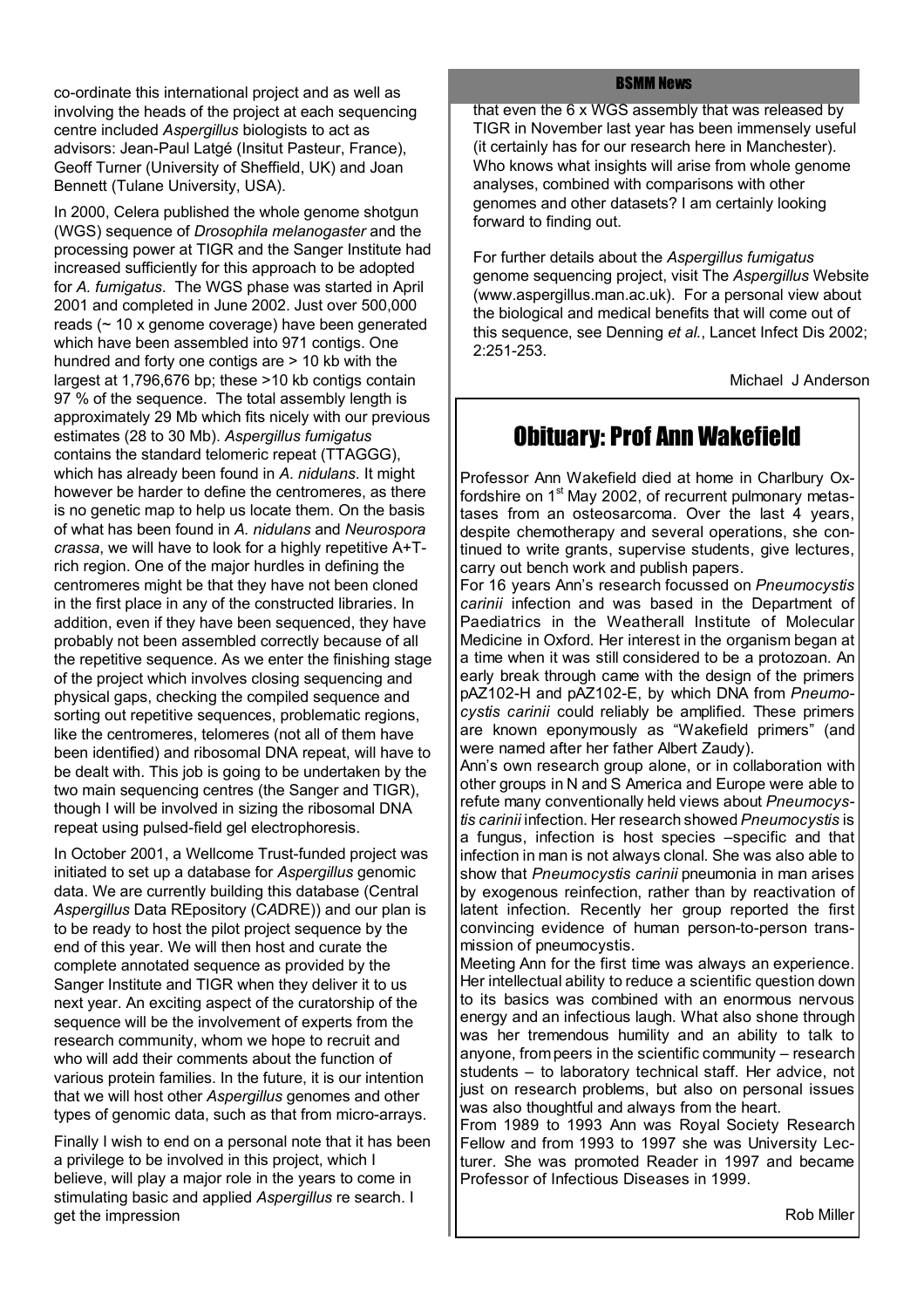co-ordinate this international project and as well as involving the heads of the project at each sequencing centre included *Aspergillus* biologists to act as advisors: Jean-Paul Latgé (Insitut Pasteur, France), Geoff Turner (University of Sheffield, UK) and Joan Bennett (Tulane University, USA).

In 2000, Celera published the whole genome shotgun (WGS) sequence of *Drosophila melanogaster* and the processing power at TIGR and the Sanger Institute had increased sufficiently for this approach to be adopted for *A. fumigatus*. The WGS phase was started in April 2001 and completed in June 2002. Just over 500,000 reads (~ 10 x genome coverage) have been generated which have been assembled into 971 contigs. One hundred and forty one contigs are > 10 kb with the largest at 1,796,676 bp; these >10 kb contigs contain 97 % of the sequence. The total assembly length is approximately 29 Mb which fits nicely with our previous estimates (28 to 30 Mb). *Aspergillus fumigatus* contains the standard telomeric repeat (TTAGGG), which has already been found in *A. nidulans*. It might however be harder to define the centromeres, as there is no genetic map to help us locate them. On the basis of what has been found in *A. nidulans* and *Neurospora crassa*, we will have to look for a highly repetitive A+T-rich region. One of the major hurdles in defining the centromeres might be that they have not been cloned in the first place in any of the constructed libraries. In addition, even if they have been sequenced, they have probably not been assembled correctly because of all the repetitive sequence. As we enter the finishing stage of the project which involves closing sequencing and physical gaps, checking the compiled sequence and sorting out repetitive sequences, problematic regions, like the centromeres, telomeres (not all of them have been identified) and ribosomal DNA repeat, will have to be dealt with. This job is going to be undertaken by the two main sequencing centres (the Sanger and TIGR), though I will be involved in sizing the ribosomal DNA repeat using pulsed-field gel electrophoresis.

In October 2001, a Wellcome Trust-funded project was initiated to set up a database for *Aspergillus* genomic data. We are currently building this database (Central *Aspergillus* Data REpository (CADRE)) and our plan is to be ready to host the pilot project sequence by the end of this year. We will then host and curate the complete annotated sequence as provided by the Sanger Institute and TIGR when they deliver it to us next year. An exciting aspect of the curatorship of the sequence will be the involvement of experts from the research community, whom we hope to recruit and who will add their comments about the function of various protein families. In the future, it is our intention that we will host other *Aspergillus* genomes and other types of genomic data, such as that from micro-arrays.

Finally I wish to end on a personal note that it has been a privilege to be involved in this project, which I believe, will play a major role in the years to come in stimulating basic and applied *Aspergillus* re search. I get the impression that even the 6 x WGS assembly that was released by TIGR in November last year has been immensely useful (it certainly has for our research here in Manchester). Who knows what insights will arise from whole genome analyses, combined with comparisons with other genomes and other datasets? I am certainly looking forward to finding out.

For further details about the *Aspergillus fumigatus* genome sequencing project, visit The *Aspergillus* Website (www.aspergillus.man.ac.uk). For a personal view about the biological and medical benefits that will come out of this sequence, see Denning *et al.*, Lancet Infect Dis 2002; 2:251-253.

Michael J Anderson

# Obituary: Prof Ann Wakefield

Professor Ann Wakefield died at home in Charlbury Oxfordshire on 1st May 2002, of recurrent pulmonary metastases from an osteosarcoma. Over the last 4 years, despite chemotherapy and several operations, she continued to write grants, supervise students, give lectures, carry out bench work and publish papers.

For 16 years Ann's research focussed on *Pneumocystis carinii* infection and was based in the Department of Paediatrics in the Weatherall Institute of Molecular Medicine in Oxford. Her interest in the organism began at a time when it was still considered to be a protozoan. An early break through came with the design of the primers pAZ102-H and pAZ102-E, by which DNA from *Pneumocystis carinii* could reliably be amplified. These primers are known eponymously as "Wakefield primers" (and were named after her father Albert Zaudy).

Ann's own research group alone, or in collaboration with other groups in N and S America and Europe were able to refute many conventionally held views about *Pneumocystis carinii* infection. Her research showed *Pneumocystis* is a fungus, infection is host species –specific and that infection in man is not always clonal. She was also able to show that *Pneumocystis carinii* pneumonia in man arises by exogenous reinfection, rather than by reactivation of latent infection. Recently her group reported the first convincing evidence of human person-to-person transmission of pneumocystis.

Meeting Ann for the first time was always an experience. Her intellectual ability to reduce a scientific question down to its basics was combined with an enormous nervous energy and an infectious laugh. What also shone through was her tremendous humility and an ability to talk to anyone, from peers in the scientific community – research students – to laboratory technical staff. Her advice, not just on research problems, but also on personal issues was also thoughtful and always from the heart.

From 1989 to 1993 Ann was Royal Society Research Fellow and from 1993 to 1997 she was University Lecturer. She was promoted Reader in 1997 and became Professor of Infectious Diseases in 1999.

Rob Miller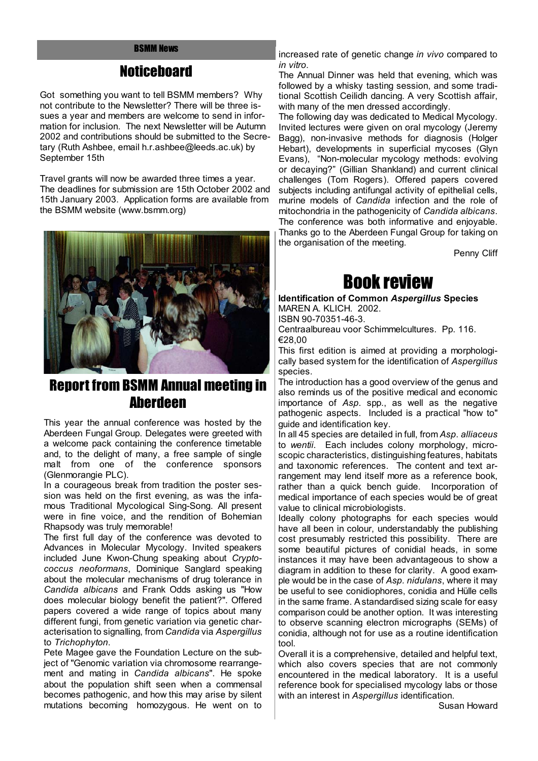BSMM News

## Noticeboard

Got something you want to tell BSMM members? Why not contribute to the Newsletter? There will be three issues a year and members are welcome to send in information for inclusion. The next Newsletter will be Autumn 2002 and contributions should be submitted to the Secretary (Ruth Ashbee, email h.r.ashbee@leeds.ac.uk) by September 15th

Travel grants will now be awarded three times a year. The deadlines for submission are 15th October 2002 and 15th January 2003. Application forms are available from the BSMM website (www.bsmm.org)

## Report from BSMM Annual meeting in Aberdeen

This year the annual conference was hosted by the Aberdeen Fungal Group. Delegates were greeted with a welcome pack containing the conference timetable and, to the delight of many, a free sample of single malt from one of the conference sponsors (Glenmorangie PLC).

In a courageous break from tradition the poster session was held on the first evening, as was the infamous Traditional Mycological Sing-Song. All present were in fine voice, and the rendition of Bohemian Rhapsody was truly memorable!

The first full day of the conference was devoted to Advances in Molecular Mycology. Invited speakers included June Kwon-Chung speaking about *Cryptococcus neoformans*, Dominique Sanglard speaking about the molecular mechanisms of drug tolerance in *Candida albicans* and Frank Odds asking us "How does molecular biology benefit the patient?". Offered papers covered a wide range of topics about many different fungi, from genetic variation via genetic characterisation to signalling, from *Candida* via *Aspergillus* to *Trichophyton*.

Pete Magee gave the Foundation Lecture on the subject of "Genomic variation via chromosome rearrangement and mating in *Candida albicans*". He spoke about the population shift seen when a commensal becomes pathogenic, and how this may arise by silent mutations becoming homozygous. He went on to increased rate of genetic change *in vivo* compared to *in vitro*.

The Annual Dinner was held that evening, which was followed by a whisky tasting session, and some traditional Scottish Ceilidh dancing. A very Scottish affair, with many of the men dressed accordingly.

The following day was dedicated to Medical Mycology. Invited lectures were given on oral mycology (Jeremy Bagg), non-invasive methods for diagnosis (Holger Hebart), developments in superficial mycoses (Glyn Evans), "Non-molecular mycology methods: evolving or decaying?" (Gillian Shankland) and current clinical challenges (Tom Rogers). Offered papers covered subjects including antifungal activity of epithelial cells, murine models of *Candida* infection and the role of mitochondria in the pathogenicity of *Candida albicans*. The conference was both informative and enjoyable. Thanks go to the Aberdeen Fungal Group for taking on the organisation of the meeting.

Penny Cliff

## Book review

**Identification of Common *Aspergillus* Species**
MAREN A. KLICH. 2002.
ISBN 90-70351-46-3.
Centraalbureau voor Schimmelcultures. Pp. 116.
€28,00

This first edition is aimed at providing a morphologically based system for the identification of *Aspergillus* species.

The introduction has a good overview of the genus and also reminds us of the positive medical and economic importance of *Asp*. spp., as well as the negative pathogenic aspects. Included is a practical "how to" guide and identification key.

In all 45 species are detailed in full, from *Asp*. *alliaceus* to *wentii*. Each includes colony morphology, microscopic characteristics, distinguishing features, habitats and taxonomic references. The content and text arrangement may lend itself more as a reference book, rather than a quick bench guide. Incorporation of medical importance of each species would be of great value to clinical microbiologists.

Ideally colony photographs for each species would have all been in colour, understandably the publishing cost presumably restricted this possibility. There are some beautiful pictures of conidial heads, in some instances it may have been advantageous to show a diagram in addition to these for clarity. A good example would be in the case of *Asp*. *nidulans*, where it may be useful to see conidiophores, conidia and Hülle cells in the same frame. A standardised sizing scale for easy comparison could be another option. It was interesting to observe scanning electron micrographs (SEMs) of conidia, although not for use as a routine identification tool.

Overall it is a comprehensive, detailed and helpful text, which also covers species that are not commonly encountered in the medical laboratory. It is a useful reference book for specialised mycology labs or those with an interest in *Aspergillus* identification.

Susan Howard